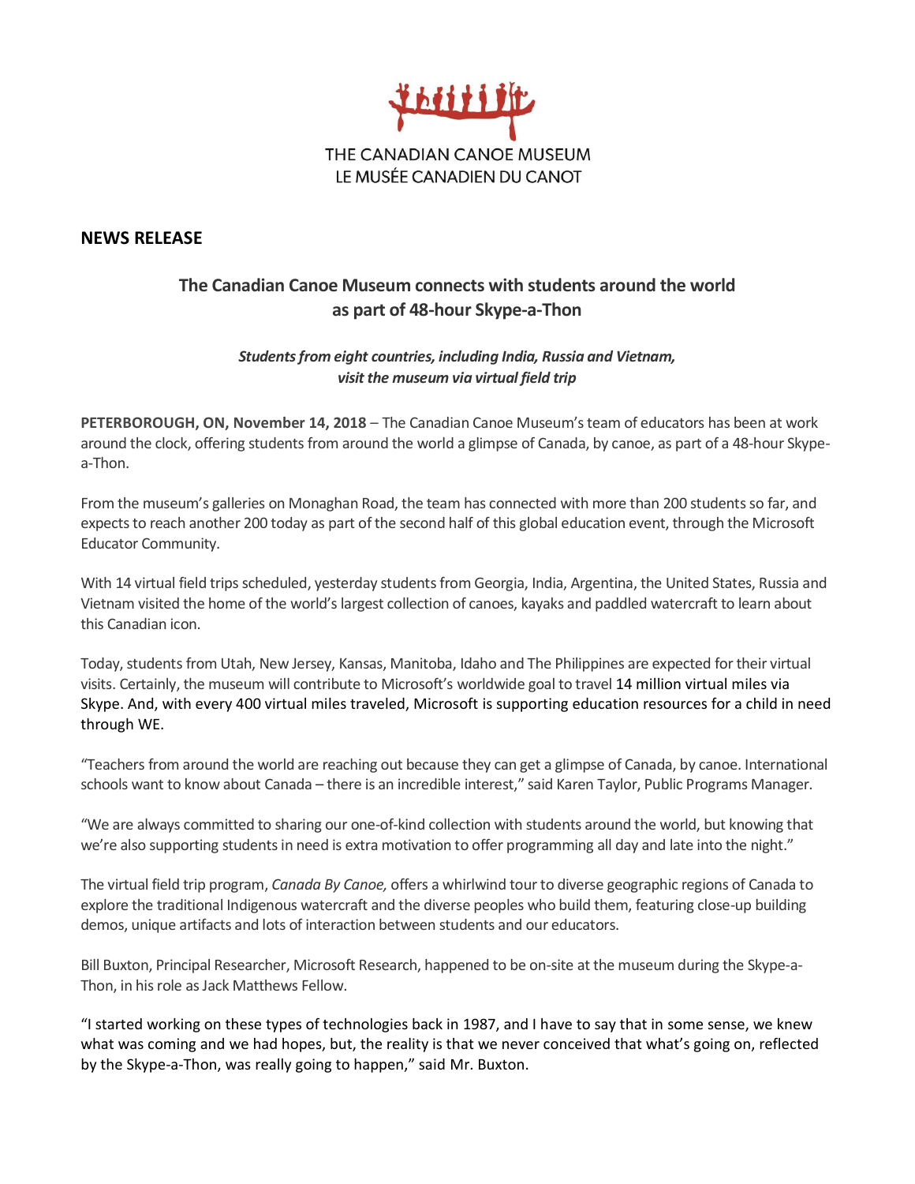THE CANADIAN CANOE MUSEUM
LE MUSÉE CANADIEN DU CANOT

## NEWS RELEASE

### The Canadian Canoe Museum connects with students around the world as part of 48-hour Skype-a-Thon

***Students from eight countries, including India, Russia and Vietnam, visit the museum via virtual field trip***

**PETERBOROUGH, ON, November 14, 2018** – The Canadian Canoe Museum's team of educators has been at work around the clock, offering students from around the world a glimpse of Canada, by canoe, as part of a 48-hour Skype-a-Thon.

From the museum's galleries on Monaghan Road, the team has connected with more than 200 students so far, and expects to reach another 200 today as part of the second half of this global education event, through the Microsoft Educator Community.

With 14 virtual field trips scheduled, yesterday students from Georgia, India, Argentina, the United States, Russia and Vietnam visited the home of the world's largest collection of canoes, kayaks and paddled watercraft to learn about this Canadian icon.

Today, students from Utah, New Jersey, Kansas, Manitoba, Idaho and The Philippines are expected for their virtual visits. Certainly, the museum will contribute to Microsoft's worldwide goal to travel 14 million virtual miles via Skype. And, with every 400 virtual miles traveled, Microsoft is supporting education resources for a child in need through WE.

"Teachers from around the world are reaching out because they can get a glimpse of Canada, by canoe. International schools want to know about Canada – there is an incredible interest," said Karen Taylor, Public Programs Manager.

"We are always committed to sharing our one-of-kind collection with students around the world, but knowing that we're also supporting students in need is extra motivation to offer programming all day and late into the night."

The virtual field trip program, *Canada By Canoe,* offers a whirlwind tour to diverse geographic regions of Canada to explore the traditional Indigenous watercraft and the diverse peoples who build them, featuring close-up building demos, unique artifacts and lots of interaction between students and our educators.

Bill Buxton, Principal Researcher, Microsoft Research, happened to be on-site at the museum during the Skype-a-Thon, in his role as Jack Matthews Fellow.

"I started working on these types of technologies back in 1987, and I have to say that in some sense, we knew what was coming and we had hopes, but, the reality is that we never conceived that what's going on, reflected by the Skype-a-Thon, was really going to happen," said Mr. Buxton.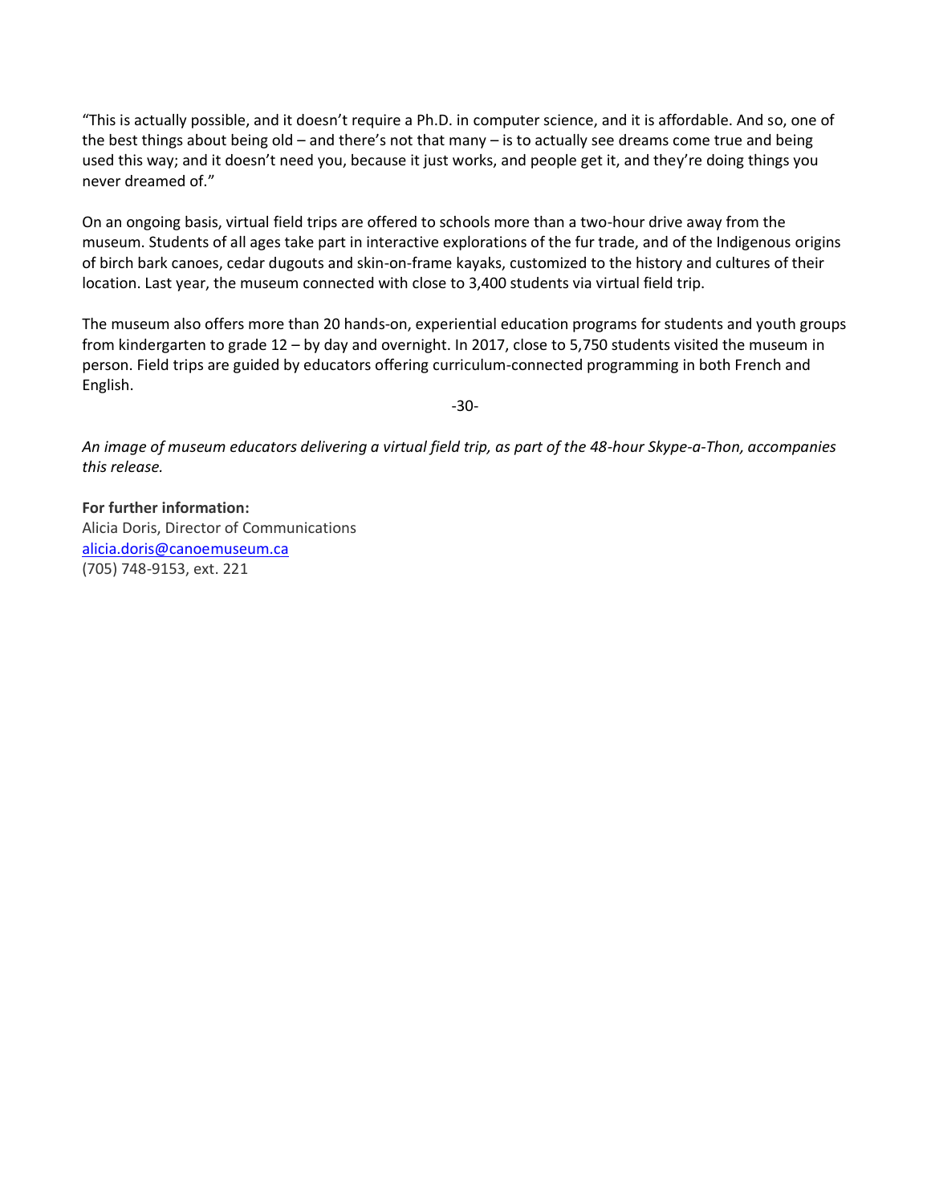"This is actually possible, and it doesn't require a Ph.D. in computer science, and it is affordable. And so, one of the best things about being old – and there's not that many – is to actually see dreams come true and being used this way; and it doesn't need you, because it just works, and people get it, and they're doing things you never dreamed of."

On an ongoing basis, virtual field trips are offered to schools more than a two-hour drive away from the museum. Students of all ages take part in interactive explorations of the fur trade, and of the Indigenous origins of birch bark canoes, cedar dugouts and skin-on-frame kayaks, customized to the history and cultures of their location. Last year, the museum connected with close to 3,400 students via virtual field trip.

The museum also offers more than 20 hands-on, experiential education programs for students and youth groups from kindergarten to grade 12 – by day and overnight. In 2017, close to 5,750 students visited the museum in person. Field trips are guided by educators offering curriculum-connected programming in both French and English.

-30-

*An image of museum educators delivering a virtual field trip, as part of the 48-hour Skype-a-Thon, accompanies this release.*

**For further information:**
Alicia Doris, Director of Communications
alicia.doris@canoemuseum.ca
(705) 748-9153, ext. 221